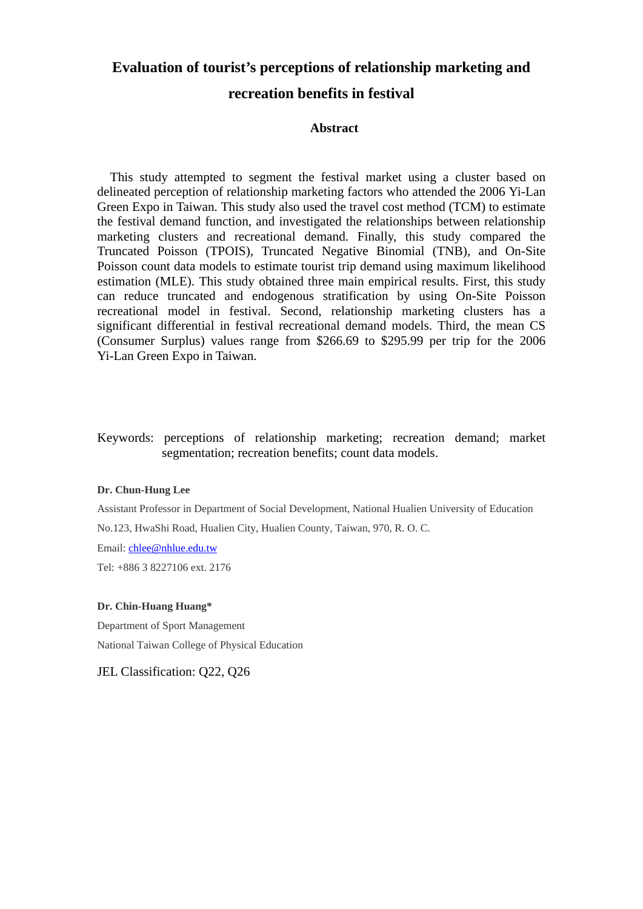# Evaluation of tourist's perceptions of relationship marketing and recreation benefits in festival

## Abstract

This study attempted to segment the festival market using a cluster based on delineated perception of relationship marketing factors who attended the 2006 Yi-Lan Green Expo in Taiwan. This study also used the travel cost method (TCM) to estimate the festival demand function, and investigated the relationships between relationship marketing clusters and recreational demand. Finally, this study compared the Truncated Poisson (TPOIS), Truncated Negative Binomial (TNB), and On-Site Poisson count data models to estimate tourist trip demand using maximum likelihood estimation (MLE). This study obtained three main empirical results. First, this study can reduce truncated and endogenous stratification by using On-Site Poisson recreational model in festival. Second, relationship marketing clusters has a significant differential in festival recreational demand models. Third, the mean CS (Consumer Surplus) values range from $266.69 to $295.99 per trip for the 2006 Yi-Lan Green Expo in Taiwan.

Keywords: perceptions of relationship marketing; recreation demand; market segmentation; recreation benefits; count data models.

**Dr. Chun-Hung Lee**

Assistant Professor in Department of Social Development, National Hualien University of Education

No.123, HwaShi Road, Hualien City, Hualien County, Taiwan, 970, R. O. C.

Email: chlee@nhlue.edu.tw

Tel: +886 3 8227106 ext. 2176

**Dr. Chin-Huang Huang***

Department of Sport Management

National Taiwan College of Physical Education

JEL Classification: Q22, Q26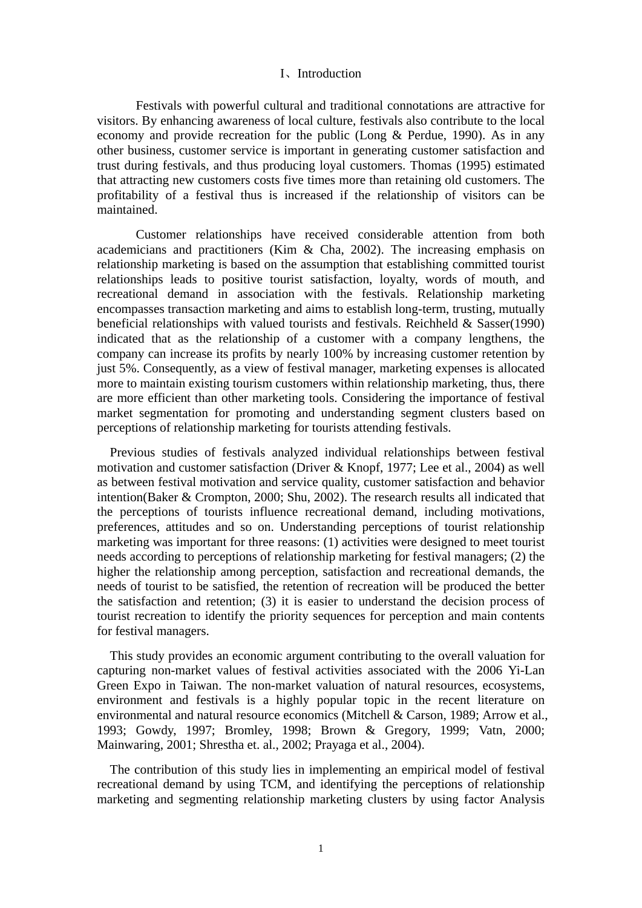# I、Introduction

Festivals with powerful cultural and traditional connotations are attractive for visitors. By enhancing awareness of local culture, festivals also contribute to the local economy and provide recreation for the public (Long & Perdue, 1990). As in any other business, customer service is important in generating customer satisfaction and trust during festivals, and thus producing loyal customers. Thomas (1995) estimated that attracting new customers costs five times more than retaining old customers. The profitability of a festival thus is increased if the relationship of visitors can be maintained.

Customer relationships have received considerable attention from both academicians and practitioners (Kim & Cha, 2002). The increasing emphasis on relationship marketing is based on the assumption that establishing committed tourist relationships leads to positive tourist satisfaction, loyalty, words of mouth, and recreational demand in association with the festivals. Relationship marketing encompasses transaction marketing and aims to establish long-term, trusting, mutually beneficial relationships with valued tourists and festivals. Reichheld & Sasser(1990) indicated that as the relationship of a customer with a company lengthens, the company can increase its profits by nearly 100% by increasing customer retention by just 5%. Consequently, as a view of festival manager, marketing expenses is allocated more to maintain existing tourism customers within relationship marketing, thus, there are more efficient than other marketing tools. Considering the importance of festival market segmentation for promoting and understanding segment clusters based on perceptions of relationship marketing for tourists attending festivals.

Previous studies of festivals analyzed individual relationships between festival motivation and customer satisfaction (Driver & Knopf, 1977; Lee et al., 2004) as well as between festival motivation and service quality, customer satisfaction and behavior intention(Baker & Crompton, 2000; Shu, 2002). The research results all indicated that the perceptions of tourists influence recreational demand, including motivations, preferences, attitudes and so on. Understanding perceptions of tourist relationship marketing was important for three reasons: (1) activities were designed to meet tourist needs according to perceptions of relationship marketing for festival managers; (2) the higher the relationship among perception, satisfaction and recreational demands, the needs of tourist to be satisfied, the retention of recreation will be produced the better the satisfaction and retention; (3) it is easier to understand the decision process of tourist recreation to identify the priority sequences for perception and main contents for festival managers.

This study provides an economic argument contributing to the overall valuation for capturing non-market values of festival activities associated with the 2006 Yi-Lan Green Expo in Taiwan. The non-market valuation of natural resources, ecosystems, environment and festivals is a highly popular topic in the recent literature on environmental and natural resource economics (Mitchell & Carson, 1989; Arrow et al., 1993; Gowdy, 1997; Bromley, 1998; Brown & Gregory, 1999; Vatn, 2000; Mainwaring, 2001; Shrestha et. al., 2002; Prayaga et al., 2004).

The contribution of this study lies in implementing an empirical model of festival recreational demand by using TCM, and identifying the perceptions of relationship marketing and segmenting relationship marketing clusters by using factor Analysis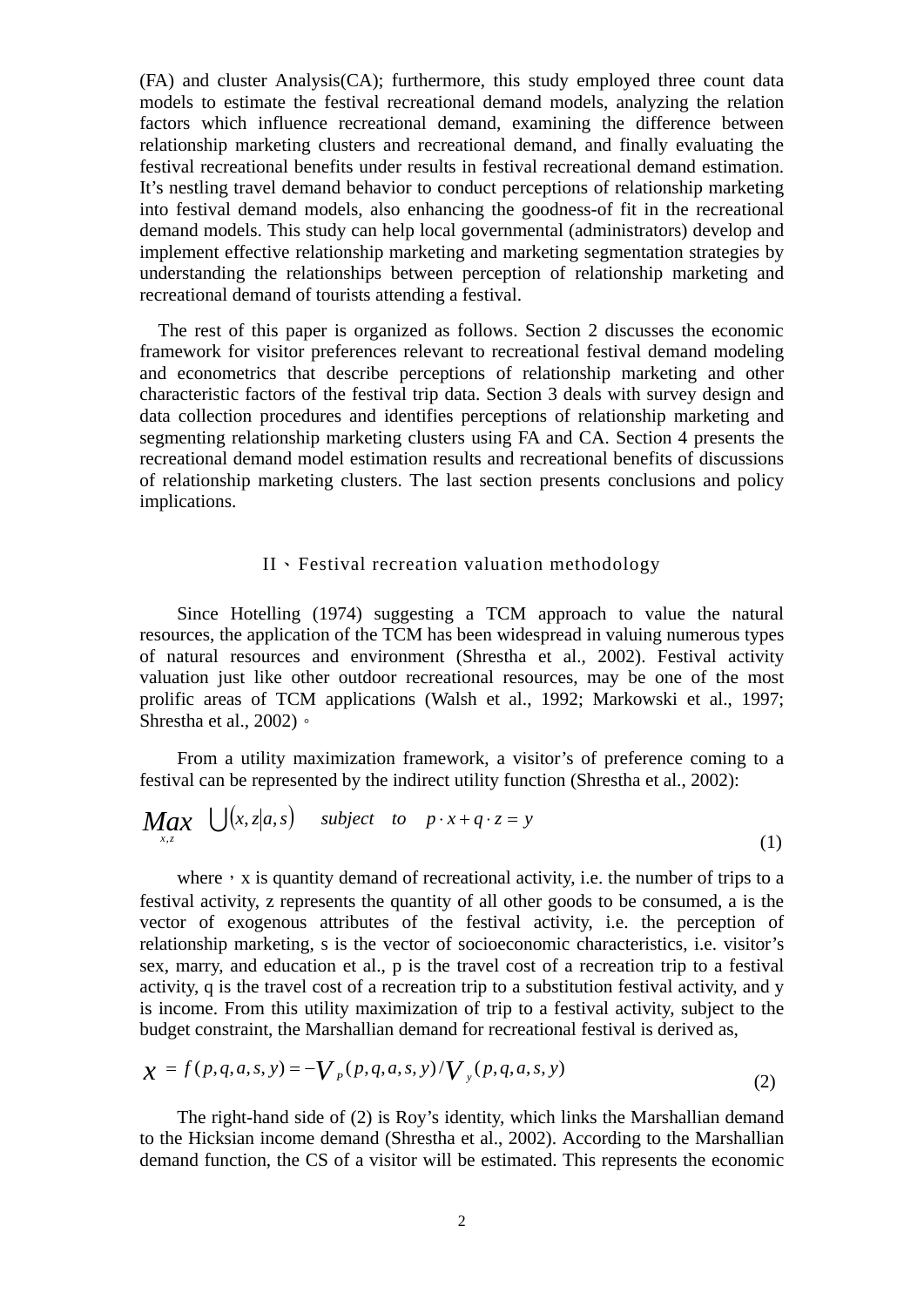(FA) and cluster Analysis(CA); furthermore, this study employed three count data models to estimate the festival recreational demand models, analyzing the relation factors which influence recreational demand, examining the difference between relationship marketing clusters and recreational demand, and finally evaluating the festival recreational benefits under results in festival recreational demand estimation. It's nestling travel demand behavior to conduct perceptions of relationship marketing into festival demand models, also enhancing the goodness-of fit in the recreational demand models. This study can help local governmental (administrators) develop and implement effective relationship marketing and marketing segmentation strategies by understanding the relationships between perception of relationship marketing and recreational demand of tourists attending a festival.

The rest of this paper is organized as follows. Section 2 discusses the economic framework for visitor preferences relevant to recreational festival demand modeling and econometrics that describe perceptions of relationship marketing and other characteristic factors of the festival trip data. Section 3 deals with survey design and data collection procedures and identifies perceptions of relationship marketing and segmenting relationship marketing clusters using FA and CA. Section 4 presents the recreational demand model estimation results and recreational benefits of discussions of relationship marketing clusters. The last section presents conclusions and policy implications.

## II、Festival recreation valuation methodology

Since Hotelling (1974) suggesting a TCM approach to value the natural resources, the application of the TCM has been widespread in valuing numerous types of natural resources and environment (Shrestha et al., 2002). Festival activity valuation just like other outdoor recreational resources, may be one of the most prolific areas of TCM applications (Walsh et al., 1992; Markowski et al., 1997; Shrestha et al., 2002)。

From a utility maximization framework, a visitor's of preference coming to a festival can be represented by the indirect utility function (Shrestha et al., 2002):

$$\underset{x,z}{Max} \quad \bigcup(x, z | a, s) \quad subject \quad to \quad p \cdot x + q \cdot z = y \tag{1}$$

where，x is quantity demand of recreational activity, i.e. the number of trips to a festival activity, z represents the quantity of all other goods to be consumed, a is the vector of exogenous attributes of the festival activity, i.e. the perception of relationship marketing, s is the vector of socioeconomic characteristics, i.e. visitor's sex, marry, and education et al., p is the travel cost of a recreation trip to a festival activity, q is the travel cost of a recreation trip to a substitution festival activity, and y is income. From this utility maximization of trip to a festival activity, subject to the budget constraint, the Marshallian demand for recreational festival is derived as,

$$x = f(p, q, a, s, y) = -V_{p}(p, q, a, s, y) / V_{y}(p, q, a, s, y) \tag{2}$$

The right-hand side of (2) is Roy's identity, which links the Marshallian demand to the Hicksian income demand (Shrestha et al., 2002). According to the Marshallian demand function, the CS of a visitor will be estimated. This represents the economic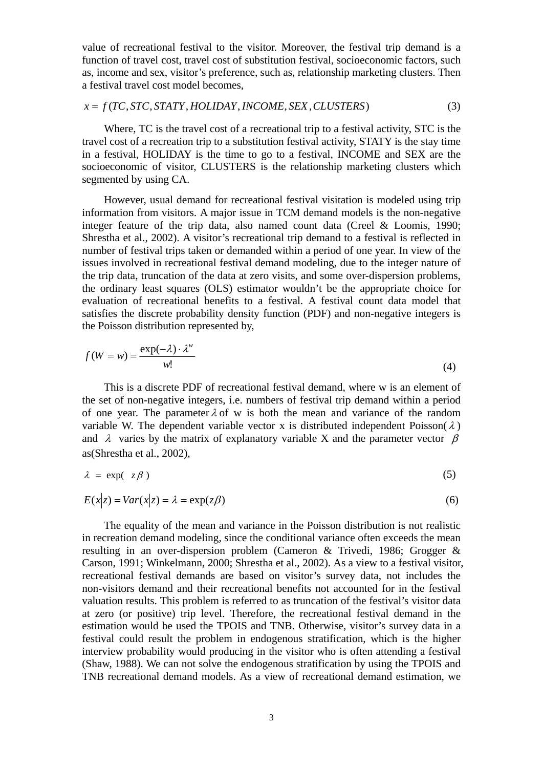value of recreational festival to the visitor. Moreover, the festival trip demand is a function of travel cost, travel cost of substitution festival, socioeconomic factors, such as, income and sex, visitor's preference, such as, relationship marketing clusters. Then a festival travel cost model becomes,

$$x = f(TC, STC, STATY, HOLIDAY, INCOME, SEX, CLUSTERS) \tag{3}$$

Where, TC is the travel cost of a recreational trip to a festival activity, STC is the travel cost of a recreation trip to a substitution festival activity, STATY is the stay time in a festival, HOLIDAY is the time to go to a festival, INCOME and SEX are the socioeconomic of visitor, CLUSTERS is the relationship marketing clusters which segmented by using CA.

However, usual demand for recreational festival visitation is modeled using trip information from visitors. A major issue in TCM demand models is the non-negative integer feature of the trip data, also named count data (Creel & Loomis, 1990; Shrestha et al., 2002). A visitor's recreational trip demand to a festival is reflected in number of festival trips taken or demanded within a period of one year. In view of the issues involved in recreational festival demand modeling, due to the integer nature of the trip data, truncation of the data at zero visits, and some over-dispersion problems, the ordinary least squares (OLS) estimator wouldn't be the appropriate choice for evaluation of recreational benefits to a festival. A festival count data model that satisfies the discrete probability density function (PDF) and non-negative integers is the Poisson distribution represented by,

$$f(W = w) = \frac{\exp(-\lambda) \cdot \lambda^{w}}{w!} \tag{4}$$

This is a discrete PDF of recreational festival demand, where w is an element of the set of non-negative integers, i.e. numbers of festival trip demand within a period of one year. The parameter $\lambda$ of w is both the mean and variance of the random variable W. The dependent variable vector x is distributed independent Poisson($\lambda$) and $\lambda$ varies by the matrix of explanatory variable X and the parameter vector $\beta$ as(Shrestha et al., 2002),

$$\lambda = \exp( z\beta ) \tag{5}$$

$$E(x|z) = Var(x|z) = \lambda = \exp(z\beta) \tag{6}$$

The equality of the mean and variance in the Poisson distribution is not realistic in recreation demand modeling, since the conditional variance often exceeds the mean resulting in an over-dispersion problem (Cameron & Trivedi, 1986; Grogger & Carson, 1991; Winkelmann, 2000; Shrestha et al., 2002). As a view to a festival visitor, recreational festival demands are based on visitor's survey data, not includes the non-visitors demand and their recreational benefits not accounted for in the festival valuation results. This problem is referred to as truncation of the festival's visitor data at zero (or positive) trip level. Therefore, the recreational festival demand in the estimation would be used the TPOIS and TNB. Otherwise, visitor's survey data in a festival could result the problem in endogenous stratification, which is the higher interview probability would producing in the visitor who is often attending a festival (Shaw, 1988). We can not solve the endogenous stratification by using the TPOIS and TNB recreational demand models. As a view of recreational demand estimation, we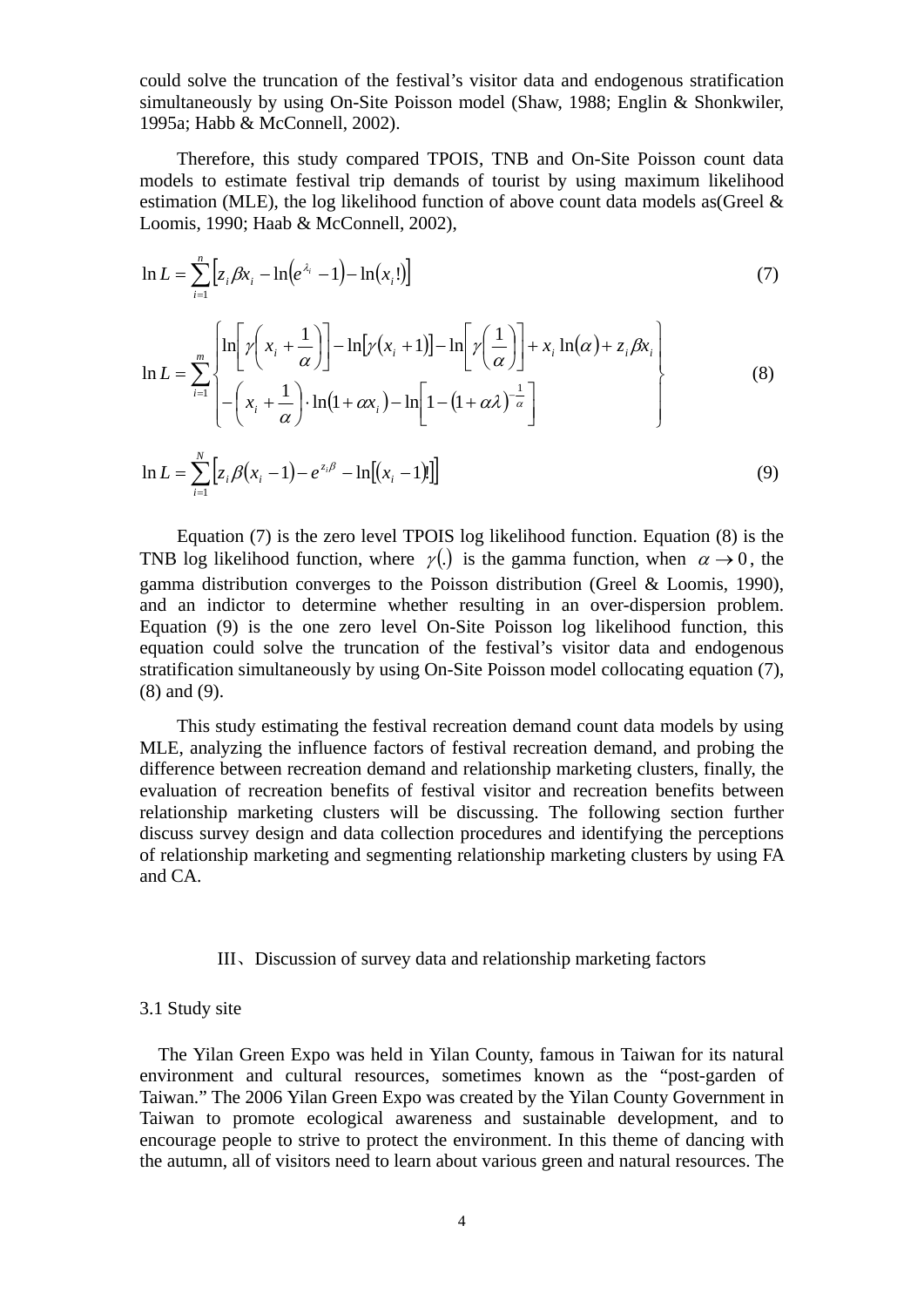could solve the truncation of the festival's visitor data and endogenous stratification simultaneously by using On-Site Poisson model (Shaw, 1988; Englin & Shonkwiler, 1995a; Habb & McConnell, 2002).

Therefore, this study compared TPOIS, TNB and On-Site Poisson count data models to estimate festival trip demands of tourist by using maximum likelihood estimation (MLE), the log likelihood function of above count data models as(Greel & Loomis, 1990; Haab & McConnell, 2002),

$$\ln L = \sum_{i=1}^{n} \left[ z_i \beta x_i - \ln\left(e^{\lambda_i} - 1\right) - \ln\left(x_i!\right) \right] \tag{7}$$

$$\ln L = \sum_{i=1}^{m} \left\{ \begin{array}{l} \ln\left[\gamma\left(x_i + \dfrac{1}{\alpha}\right)\right] - \ln\left[\gamma\left(x_i + 1\right)\right] - \ln\left[\gamma\left(\dfrac{1}{\alpha}\right)\right] + x_i \ln(\alpha) + z_i \beta x_i \\ -\left(x_i + \dfrac{1}{\alpha}\right) \cdot \ln\left(1 + \alpha x_i\right) - \ln\left[1 - \left(1 + \alpha \lambda\right)^{-\frac{1}{\alpha}}\right] \end{array} \right\} \tag{8}$$

$$\ln L = \sum_{i=1}^{N} \left[ z_i \beta \left(x_i - 1\right) - e^{z_i \beta} - \ln\left[\left(x_i - 1\right)!\right] \right] \tag{9}$$

Equation (7) is the zero level TPOIS log likelihood function. Equation (8) is the TNB log likelihood function, where $\gamma(.)$ is the gamma function, when $\alpha \to 0$, the gamma distribution converges to the Poisson distribution (Greel & Loomis, 1990), and an indictor to determine whether resulting in an over-dispersion problem. Equation (9) is the one zero level On-Site Poisson log likelihood function, this equation could solve the truncation of the festival's visitor data and endogenous stratification simultaneously by using On-Site Poisson model collocating equation (7), (8) and (9).

This study estimating the festival recreation demand count data models by using MLE, analyzing the influence factors of festival recreation demand, and probing the difference between recreation demand and relationship marketing clusters, finally, the evaluation of recreation benefits of festival visitor and recreation benefits between relationship marketing clusters will be discussing. The following section further discuss survey design and data collection procedures and identifying the perceptions of relationship marketing and segmenting relationship marketing clusters by using FA and CA.

## III、Discussion of survey data and relationship marketing factors

### 3.1 Study site

The Yilan Green Expo was held in Yilan County, famous in Taiwan for its natural environment and cultural resources, sometimes known as the "post-garden of Taiwan." The 2006 Yilan Green Expo was created by the Yilan County Government in Taiwan to promote ecological awareness and sustainable development, and to encourage people to strive to protect the environment. In this theme of dancing with the autumn, all of visitors need to learn about various green and natural resources. The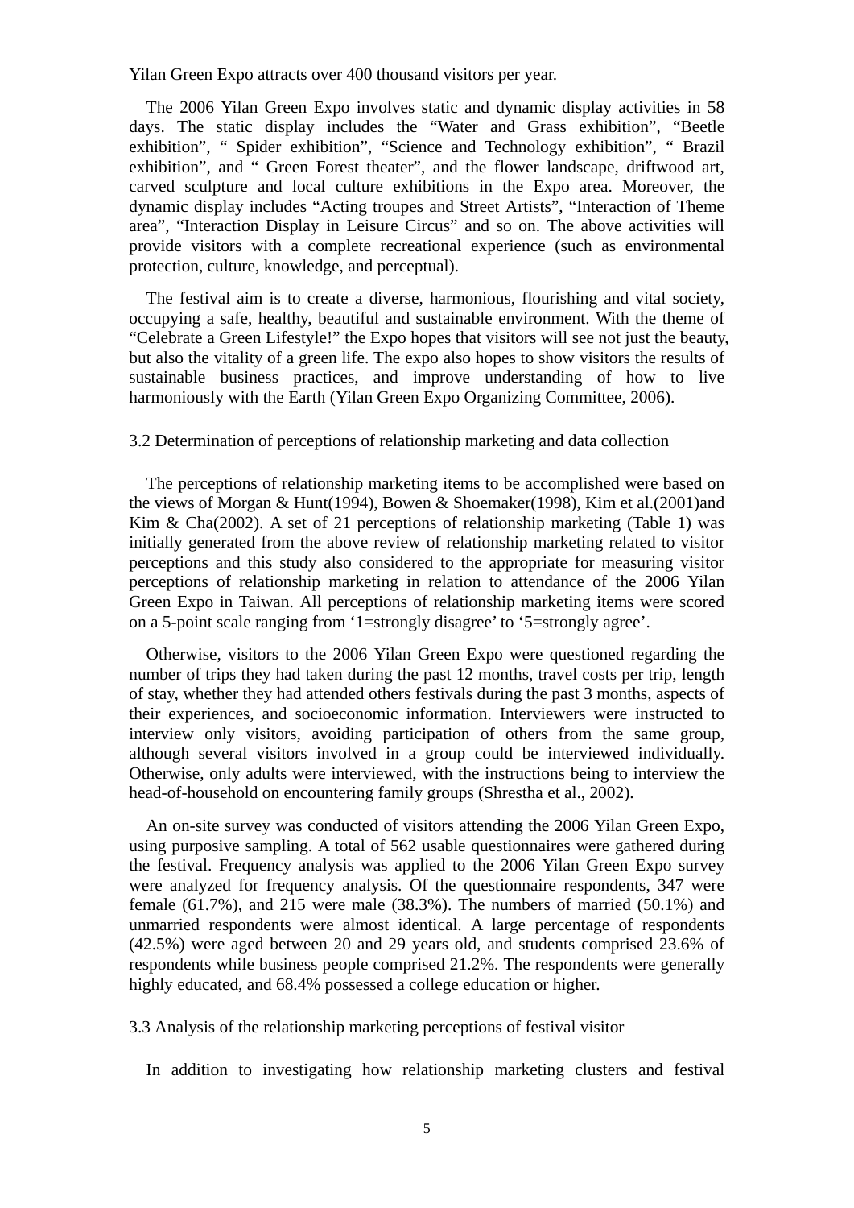Yilan Green Expo attracts over 400 thousand visitors per year.

The 2006 Yilan Green Expo involves static and dynamic display activities in 58 days. The static display includes the "Water and Grass exhibition", "Beetle exhibition", " Spider exhibition", "Science and Technology exhibition", " Brazil exhibition", and " Green Forest theater", and the flower landscape, driftwood art, carved sculpture and local culture exhibitions in the Expo area. Moreover, the dynamic display includes "Acting troupes and Street Artists", "Interaction of Theme area", "Interaction Display in Leisure Circus" and so on. The above activities will provide visitors with a complete recreational experience (such as environmental protection, culture, knowledge, and perceptual).

The festival aim is to create a diverse, harmonious, flourishing and vital society, occupying a safe, healthy, beautiful and sustainable environment. With the theme of "Celebrate a Green Lifestyle!" the Expo hopes that visitors will see not just the beauty, but also the vitality of a green life. The expo also hopes to show visitors the results of sustainable business practices, and improve understanding of how to live harmoniously with the Earth (Yilan Green Expo Organizing Committee, 2006).

### 3.2 Determination of perceptions of relationship marketing and data collection

The perceptions of relationship marketing items to be accomplished were based on the views of Morgan & Hunt(1994), Bowen & Shoemaker(1998), Kim et al.(2001)and Kim & Cha(2002). A set of 21 perceptions of relationship marketing (Table 1) was initially generated from the above review of relationship marketing related to visitor perceptions and this study also considered to the appropriate for measuring visitor perceptions of relationship marketing in relation to attendance of the 2006 Yilan Green Expo in Taiwan. All perceptions of relationship marketing items were scored on a 5-point scale ranging from '1=strongly disagree' to '5=strongly agree'.

Otherwise, visitors to the 2006 Yilan Green Expo were questioned regarding the number of trips they had taken during the past 12 months, travel costs per trip, length of stay, whether they had attended others festivals during the past 3 months, aspects of their experiences, and socioeconomic information. Interviewers were instructed to interview only visitors, avoiding participation of others from the same group, although several visitors involved in a group could be interviewed individually. Otherwise, only adults were interviewed, with the instructions being to interview the head-of-household on encountering family groups (Shrestha et al., 2002).

An on-site survey was conducted of visitors attending the 2006 Yilan Green Expo, using purposive sampling. A total of 562 usable questionnaires were gathered during the festival. Frequency analysis was applied to the 2006 Yilan Green Expo survey were analyzed for frequency analysis. Of the questionnaire respondents, 347 were female (61.7%), and 215 were male (38.3%). The numbers of married (50.1%) and unmarried respondents were almost identical. A large percentage of respondents (42.5%) were aged between 20 and 29 years old, and students comprised 23.6% of respondents while business people comprised 21.2%. The respondents were generally highly educated, and 68.4% possessed a college education or higher.

### 3.3 Analysis of the relationship marketing perceptions of festival visitor

In addition to investigating how relationship marketing clusters and festival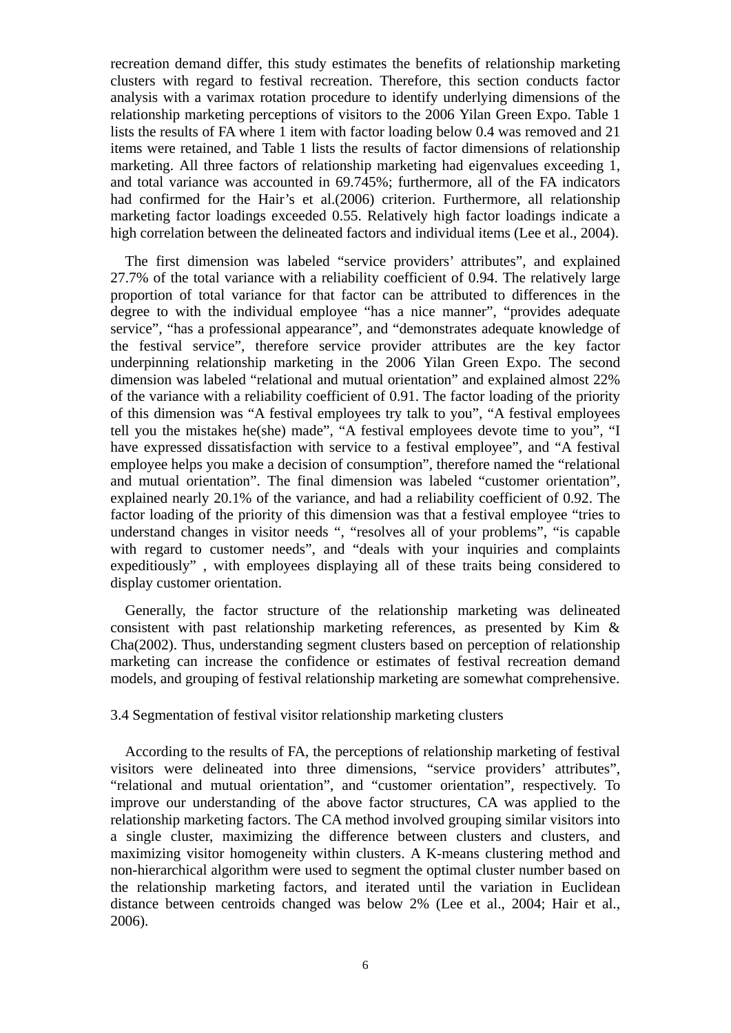recreation demand differ, this study estimates the benefits of relationship marketing clusters with regard to festival recreation. Therefore, this section conducts factor analysis with a varimax rotation procedure to identify underlying dimensions of the relationship marketing perceptions of visitors to the 2006 Yilan Green Expo. Table 1 lists the results of FA where 1 item with factor loading below 0.4 was removed and 21 items were retained, and Table 1 lists the results of factor dimensions of relationship marketing. All three factors of relationship marketing had eigenvalues exceeding 1, and total variance was accounted in 69.745%; furthermore, all of the FA indicators had confirmed for the Hair's et al.(2006) criterion. Furthermore, all relationship marketing factor loadings exceeded 0.55. Relatively high factor loadings indicate a high correlation between the delineated factors and individual items (Lee et al., 2004).

The first dimension was labeled "service providers' attributes", and explained 27.7% of the total variance with a reliability coefficient of 0.94. The relatively large proportion of total variance for that factor can be attributed to differences in the degree to with the individual employee "has a nice manner", "provides adequate service", "has a professional appearance", and "demonstrates adequate knowledge of the festival service", therefore service provider attributes are the key factor underpinning relationship marketing in the 2006 Yilan Green Expo. The second dimension was labeled "relational and mutual orientation" and explained almost 22% of the variance with a reliability coefficient of 0.91. The factor loading of the priority of this dimension was "A festival employees try talk to you", "A festival employees tell you the mistakes he(she) made", "A festival employees devote time to you", "I have expressed dissatisfaction with service to a festival employee", and "A festival employee helps you make a decision of consumption", therefore named the "relational and mutual orientation". The final dimension was labeled "customer orientation", explained nearly 20.1% of the variance, and had a reliability coefficient of 0.92. The factor loading of the priority of this dimension was that a festival employee "tries to understand changes in visitor needs ", "resolves all of your problems", "is capable with regard to customer needs", and "deals with your inquiries and complaints expeditiously" , with employees displaying all of these traits being considered to display customer orientation.

Generally, the factor structure of the relationship marketing was delineated consistent with past relationship marketing references, as presented by Kim & Cha(2002). Thus, understanding segment clusters based on perception of relationship marketing can increase the confidence or estimates of festival recreation demand models, and grouping of festival relationship marketing are somewhat comprehensive.

### 3.4 Segmentation of festival visitor relationship marketing clusters

According to the results of FA, the perceptions of relationship marketing of festival visitors were delineated into three dimensions, "service providers' attributes", "relational and mutual orientation", and "customer orientation", respectively. To improve our understanding of the above factor structures, CA was applied to the relationship marketing factors. The CA method involved grouping similar visitors into a single cluster, maximizing the difference between clusters and clusters, and maximizing visitor homogeneity within clusters. A K-means clustering method and non-hierarchical algorithm were used to segment the optimal cluster number based on the relationship marketing factors, and iterated until the variation in Euclidean distance between centroids changed was below 2% (Lee et al., 2004; Hair et al., 2006).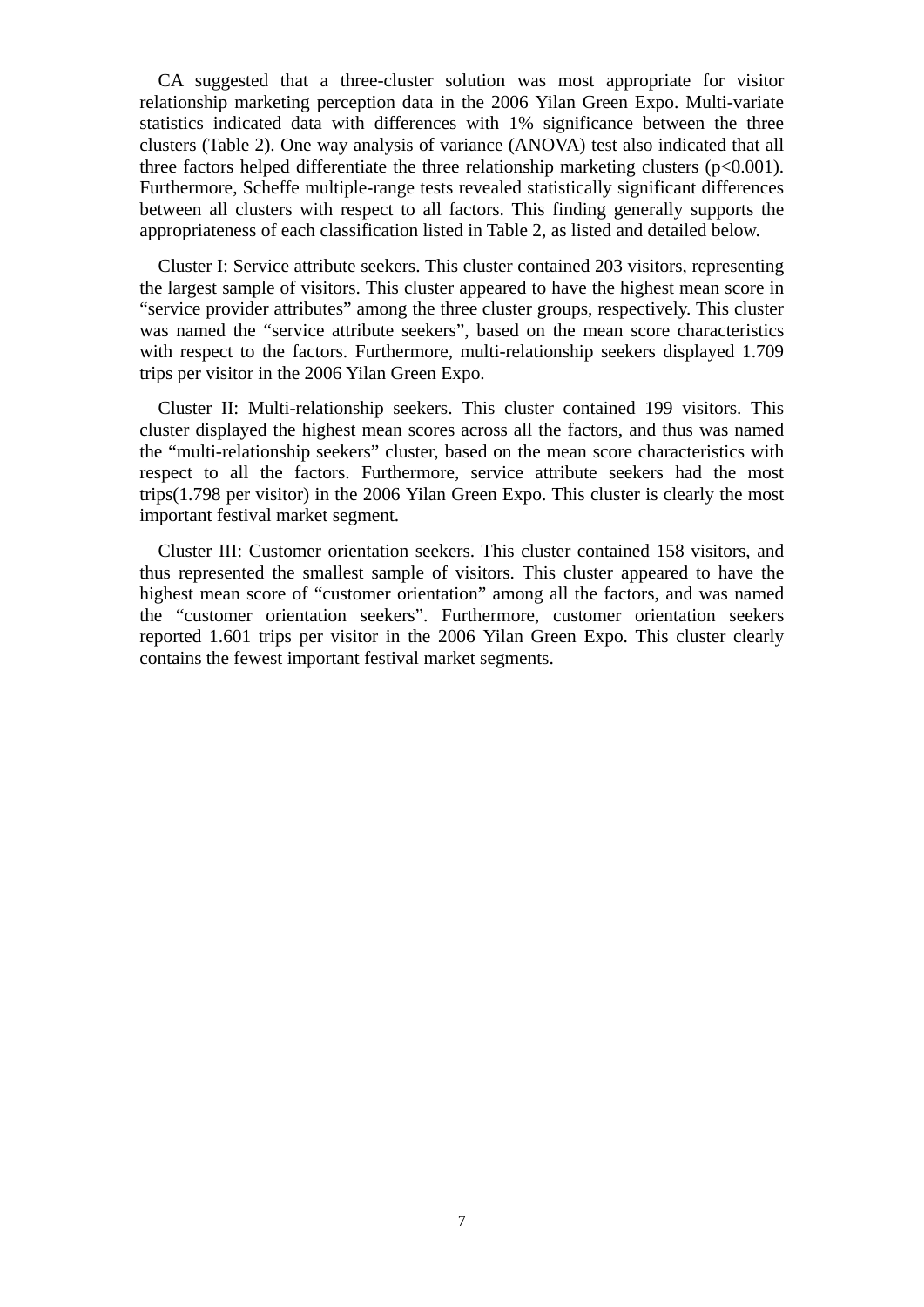CA suggested that a three-cluster solution was most appropriate for visitor relationship marketing perception data in the 2006 Yilan Green Expo. Multi-variate statistics indicated data with differences with 1% significance between the three clusters (Table 2). One way analysis of variance (ANOVA) test also indicated that all three factors helped differentiate the three relationship marketing clusters ($p<0.001$). Furthermore, Scheffe multiple-range tests revealed statistically significant differences between all clusters with respect to all factors. This finding generally supports the appropriateness of each classification listed in Table 2, as listed and detailed below.

Cluster I: Service attribute seekers. This cluster contained 203 visitors, representing the largest sample of visitors. This cluster appeared to have the highest mean score in "service provider attributes" among the three cluster groups, respectively. This cluster was named the "service attribute seekers", based on the mean score characteristics with respect to the factors. Furthermore, multi-relationship seekers displayed 1.709 trips per visitor in the 2006 Yilan Green Expo.

Cluster II: Multi-relationship seekers. This cluster contained 199 visitors. This cluster displayed the highest mean scores across all the factors, and thus was named the "multi-relationship seekers" cluster, based on the mean score characteristics with respect to all the factors. Furthermore, service attribute seekers had the most trips(1.798 per visitor) in the 2006 Yilan Green Expo. This cluster is clearly the most important festival market segment.

Cluster III: Customer orientation seekers. This cluster contained 158 visitors, and thus represented the smallest sample of visitors. This cluster appeared to have the highest mean score of "customer orientation" among all the factors, and was named the "customer orientation seekers". Furthermore, customer orientation seekers reported 1.601 trips per visitor in the 2006 Yilan Green Expo. This cluster clearly contains the fewest important festival market segments.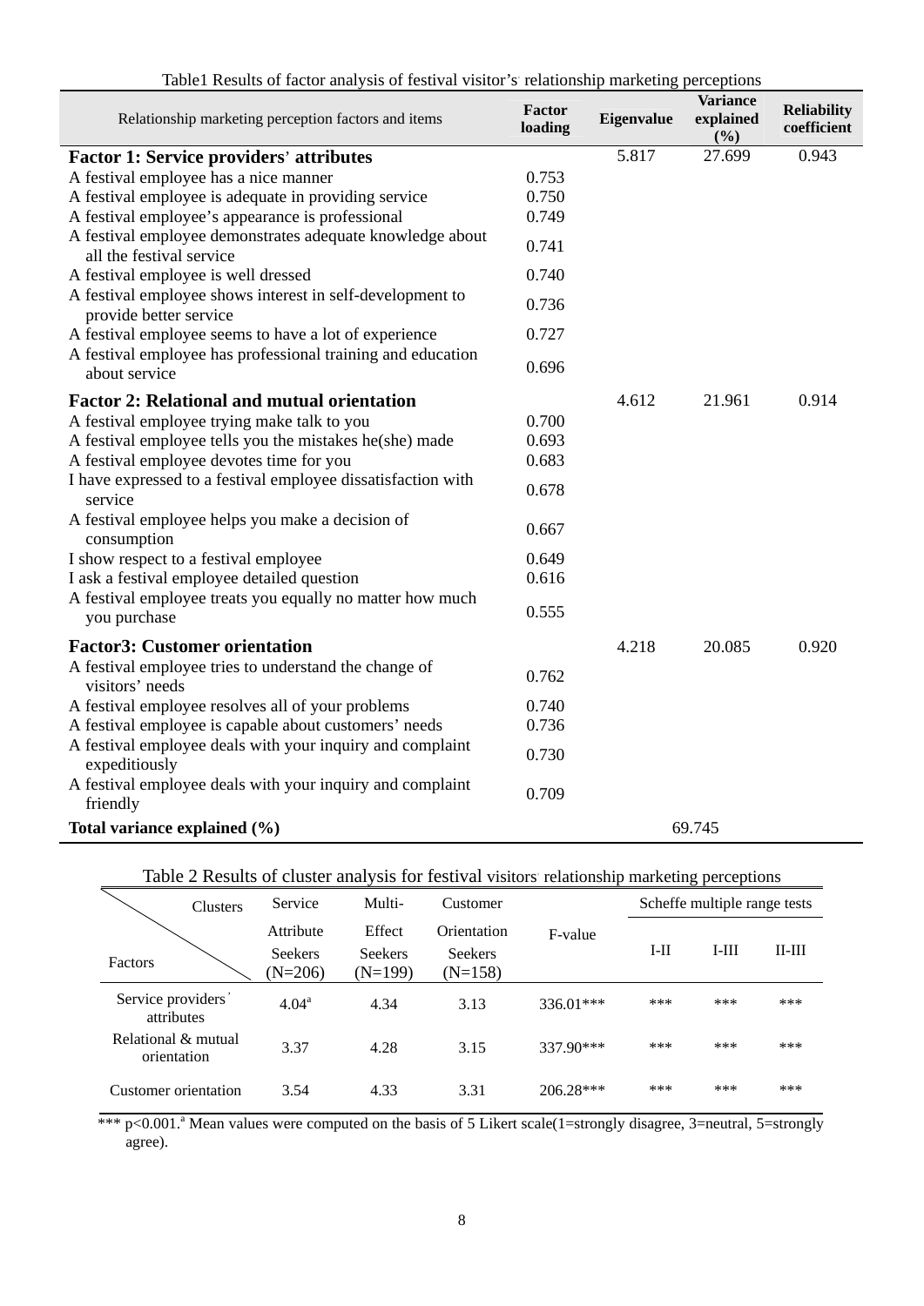Table1 Results of factor analysis of festival visitor's relationship marketing perceptions

| Relationship marketing perception factors and items | Factor loading | Eigenvalue | Variance explained (%) | Reliability coefficient |
|---|---|---|---|---|
| **Factor 1: Service providers' attributes** | | 5.817 | 27.699 | 0.943 |
| A festival employee has a nice manner | 0.753 | | | |
| A festival employee is adequate in providing service | 0.750 | | | |
| A festival employee's appearance is professional | 0.749 | | | |
| A festival employee demonstrates adequate knowledge about all the festival service | 0.741 | | | |
| A festival employee is well dressed | 0.740 | | | |
| A festival employee shows interest in self-development to provide better service | 0.736 | | | |
| A festival employee seems to have a lot of experience | 0.727 | | | |
| A festival employee has professional training and education about service | 0.696 | | | |
| **Factor 2: Relational and mutual orientation** | | 4.612 | 21.961 | 0.914 |
| A festival employee trying make talk to you | 0.700 | | | |
| A festival employee tells you the mistakes he(she) made | 0.693 | | | |
| A festival employee devotes time for you | 0.683 | | | |
| I have expressed to a festival employee dissatisfaction with service | 0.678 | | | |
| A festival employee helps you make a decision of consumption | 0.667 | | | |
| I show respect to a festival employee | 0.649 | | | |
| I ask a festival employee detailed question | 0.616 | | | |
| A festival employee treats you equally no matter how much you purchase | 0.555 | | | |
| **Factor3: Customer orientation** | | 4.218 | 20.085 | 0.920 |
| A festival employee tries to understand the change of visitors' needs | 0.762 | | | |
| A festival employee resolves all of your problems | 0.740 | | | |
| A festival employee is capable about customers' needs | 0.736 | | | |
| A festival employee deals with your inquiry and complaint expeditiously | 0.730 | | | |
| A festival employee deals with your inquiry and complaint friendly | 0.709 | | | |
| **Total variance explained (%)** | | | 69.745 | |

Table 2 Results of cluster analysis for festival visitors' relationship marketing perceptions

| Factors \ Clusters | Service Attribute Seekers (N=206) | Multi-Effect Seekers (N=199) | Customer Orientation Seekers (N=158) | F-value | Scheffe multiple range tests | | |
|---|---|---|---|---|---|---|---|
| | | | | | I-II | I-III | II-III |
| Service providers' attributes | 4.04[a] | 4.34 | 3.13 | 336.01*** | *** | *** | *** |
| Relational & mutual orientation | 3.37 | 4.28 | 3.15 | 337.90*** | *** | *** | *** |
| Customer orientation | 3.54 | 4.33 | 3.31 | 206.28*** | *** | *** | *** |

*** $p<0.001$.[a] Mean values were computed on the basis of 5 Likert scale(1=strongly disagree, 3=neutral, 5=strongly agree).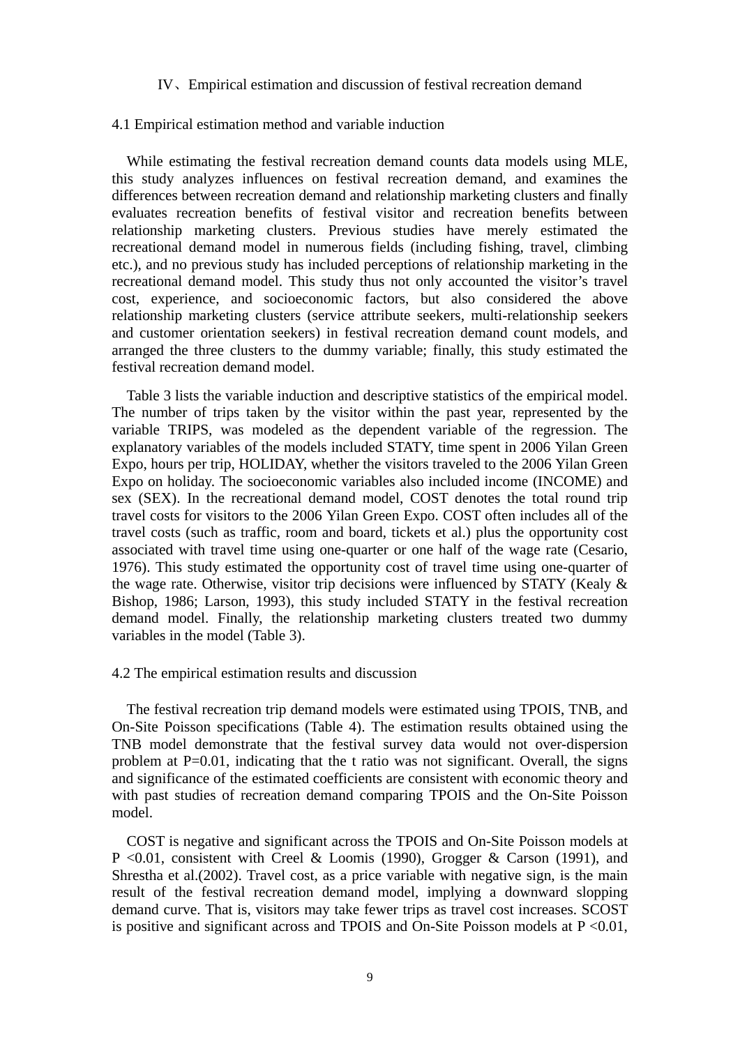## Ⅳ、Empirical estimation and discussion of festival recreation demand

### 4.1 Empirical estimation method and variable induction

While estimating the festival recreation demand counts data models using MLE, this study analyzes influences on festival recreation demand, and examines the differences between recreation demand and relationship marketing clusters and finally evaluates recreation benefits of festival visitor and recreation benefits between relationship marketing clusters. Previous studies have merely estimated the recreational demand model in numerous fields (including fishing, travel, climbing etc.), and no previous study has included perceptions of relationship marketing in the recreational demand model. This study thus not only accounted the visitor's travel cost, experience, and socioeconomic factors, but also considered the above relationship marketing clusters (service attribute seekers, multi-relationship seekers and customer orientation seekers) in festival recreation demand count models, and arranged the three clusters to the dummy variable; finally, this study estimated the festival recreation demand model.

Table 3 lists the variable induction and descriptive statistics of the empirical model. The number of trips taken by the visitor within the past year, represented by the variable TRIPS, was modeled as the dependent variable of the regression. The explanatory variables of the models included STATY, time spent in 2006 Yilan Green Expo, hours per trip, HOLIDAY, whether the visitors traveled to the 2006 Yilan Green Expo on holiday. The socioeconomic variables also included income (INCOME) and sex (SEX). In the recreational demand model, COST denotes the total round trip travel costs for visitors to the 2006 Yilan Green Expo. COST often includes all of the travel costs (such as traffic, room and board, tickets et al.) plus the opportunity cost associated with travel time using one-quarter or one half of the wage rate (Cesario, 1976). This study estimated the opportunity cost of travel time using one-quarter of the wage rate. Otherwise, visitor trip decisions were influenced by STATY (Kealy & Bishop, 1986; Larson, 1993), this study included STATY in the festival recreation demand model. Finally, the relationship marketing clusters treated two dummy variables in the model (Table 3).

### 4.2 The empirical estimation results and discussion

The festival recreation trip demand models were estimated using TPOIS, TNB, and On-Site Poisson specifications (Table 4). The estimation results obtained using the TNB model demonstrate that the festival survey data would not over-dispersion problem at P=0.01, indicating that the t ratio was not significant. Overall, the signs and significance of the estimated coefficients are consistent with economic theory and with past studies of recreation demand comparing TPOIS and the On-Site Poisson model.

COST is negative and significant across the TPOIS and On-Site Poisson models at P <0.01, consistent with Creel & Loomis (1990), Grogger & Carson (1991), and Shrestha et al.(2002). Travel cost, as a price variable with negative sign, is the main result of the festival recreation demand model, implying a downward slopping demand curve. That is, visitors may take fewer trips as travel cost increases. SCOST is positive and significant across and TPOIS and On-Site Poisson models at P <0.01,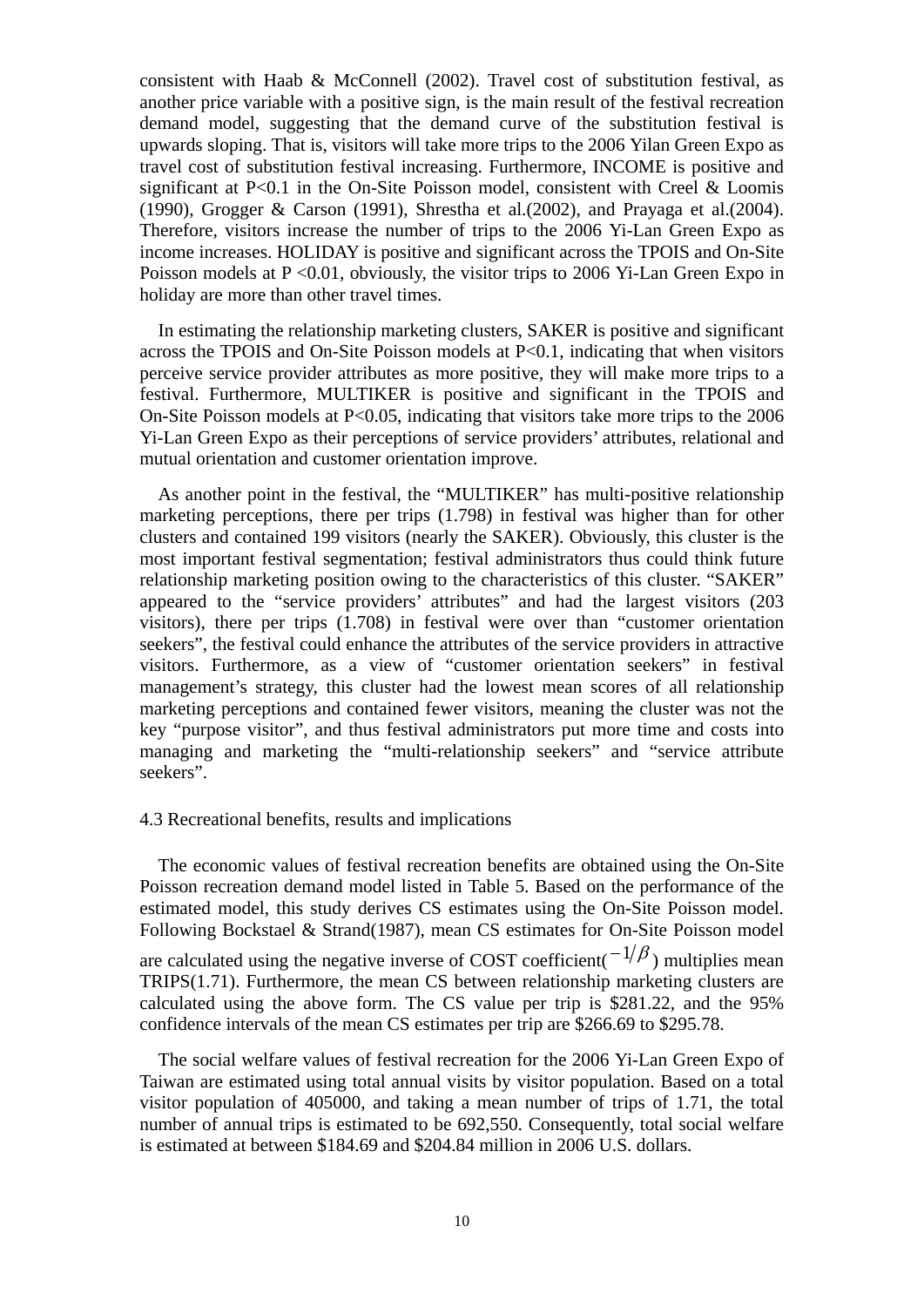consistent with Haab & McConnell (2002). Travel cost of substitution festival, as another price variable with a positive sign, is the main result of the festival recreation demand model, suggesting that the demand curve of the substitution festival is upwards sloping. That is, visitors will take more trips to the 2006 Yilan Green Expo as travel cost of substitution festival increasing. Furthermore, INCOME is positive and significant at P<0.1 in the On-Site Poisson model, consistent with Creel & Loomis (1990), Grogger & Carson (1991), Shrestha et al.(2002), and Prayaga et al.(2004). Therefore, visitors increase the number of trips to the 2006 Yi-Lan Green Expo as income increases. HOLIDAY is positive and significant across the TPOIS and On-Site Poisson models at P <0.01, obviously, the visitor trips to 2006 Yi-Lan Green Expo in holiday are more than other travel times.

In estimating the relationship marketing clusters, SAKER is positive and significant across the TPOIS and On-Site Poisson models at P<0.1, indicating that when visitors perceive service provider attributes as more positive, they will make more trips to a festival. Furthermore, MULTIKER is positive and significant in the TPOIS and On-Site Poisson models at P<0.05, indicating that visitors take more trips to the 2006 Yi-Lan Green Expo as their perceptions of service providers' attributes, relational and mutual orientation and customer orientation improve.

As another point in the festival, the "MULTIKER" has multi-positive relationship marketing perceptions, there per trips (1.798) in festival was higher than for other clusters and contained 199 visitors (nearly the SAKER). Obviously, this cluster is the most important festival segmentation; festival administrators thus could think future relationship marketing position owing to the characteristics of this cluster. "SAKER" appeared to the "service providers' attributes" and had the largest visitors (203 visitors), there per trips (1.708) in festival were over than "customer orientation seekers", the festival could enhance the attributes of the service providers in attractive visitors. Furthermore, as a view of "customer orientation seekers" in festival management's strategy, this cluster had the lowest mean scores of all relationship marketing perceptions and contained fewer visitors, meaning the cluster was not the key "purpose visitor", and thus festival administrators put more time and costs into managing and marketing the "multi-relationship seekers" and "service attribute seekers".

4.3 Recreational benefits, results and implications

The economic values of festival recreation benefits are obtained using the On-Site Poisson recreation demand model listed in Table 5. Based on the performance of the estimated model, this study derives CS estimates using the On-Site Poisson model. Following Bockstael & Strand(1987), mean CS estimates for On-Site Poisson model are calculated using the negative inverse of COST coefficient($-1/\beta$) multiplies mean TRIPS(1.71). Furthermore, the mean CS between relationship marketing clusters are calculated using the above form. The CS value per trip is \$281.22, and the 95% confidence intervals of the mean CS estimates per trip are \$266.69 to \$295.78.

The social welfare values of festival recreation for the 2006 Yi-Lan Green Expo of Taiwan are estimated using total annual visits by visitor population. Based on a total visitor population of 405000, and taking a mean number of trips of 1.71, the total number of annual trips is estimated to be 692,550. Consequently, total social welfare is estimated at between \$184.69 and \$204.84 million in 2006 U.S. dollars.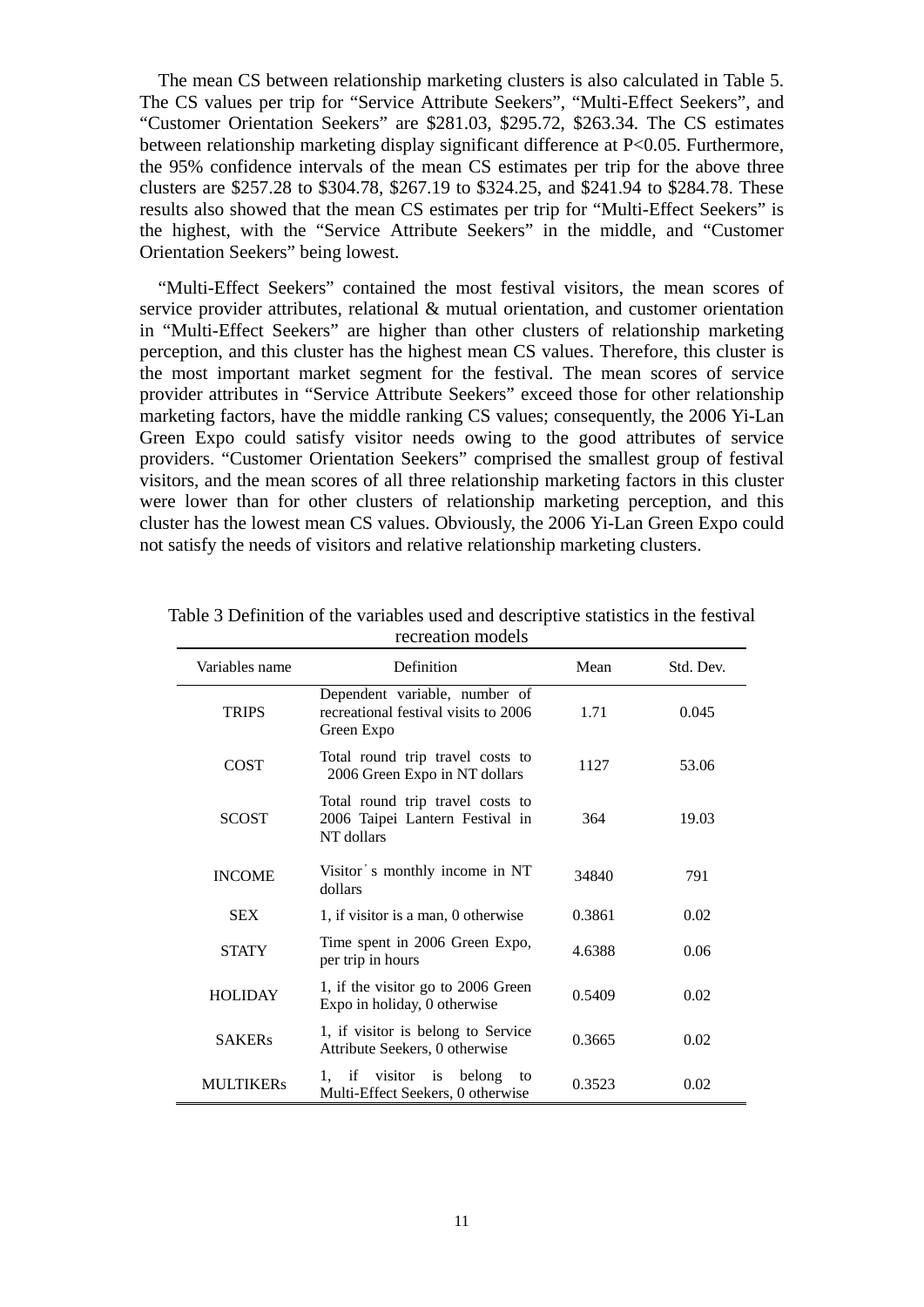The mean CS between relationship marketing clusters is also calculated in Table 5. The CS values per trip for "Service Attribute Seekers", "Multi-Effect Seekers", and "Customer Orientation Seekers" are \$281.03, \$295.72, \$263.34. The CS estimates between relationship marketing display significant difference at P<0.05. Furthermore, the 95% confidence intervals of the mean CS estimates per trip for the above three clusters are \$257.28 to \$304.78, \$267.19 to \$324.25, and \$241.94 to \$284.78. These results also showed that the mean CS estimates per trip for "Multi-Effect Seekers" is the highest, with the "Service Attribute Seekers" in the middle, and "Customer Orientation Seekers" being lowest.

"Multi-Effect Seekers" contained the most festival visitors, the mean scores of service provider attributes, relational & mutual orientation, and customer orientation in "Multi-Effect Seekers" are higher than other clusters of relationship marketing perception, and this cluster has the highest mean CS values. Therefore, this cluster is the most important market segment for the festival. The mean scores of service provider attributes in "Service Attribute Seekers" exceed those for other relationship marketing factors, have the middle ranking CS values; consequently, the 2006 Yi-Lan Green Expo could satisfy visitor needs owing to the good attributes of service providers. "Customer Orientation Seekers" comprised the smallest group of festival visitors, and the mean scores of all three relationship marketing factors in this cluster were lower than for other clusters of relationship marketing perception, and this cluster has the lowest mean CS values. Obviously, the 2006 Yi-Lan Green Expo could not satisfy the needs of visitors and relative relationship marketing clusters.

Table 3 Definition of the variables used and descriptive statistics in the festival recreation models

| Variables name | Definition | Mean | Std. Dev. |
|---|---|---|---|
| TRIPS | Dependent variable, number of recreational festival visits to 2006 Green Expo | 1.71 | 0.045 |
| COST | Total round trip travel costs to 2006 Green Expo in NT dollars | 1127 | 53.06 |
| SCOST | Total round trip travel costs to 2006 Taipei Lantern Festival in NT dollars | 364 | 19.03 |
| INCOME | Visitor's monthly income in NT dollars | 34840 | 791 |
| SEX | 1, if visitor is a man, 0 otherwise | 0.3861 | 0.02 |
| STATY | Time spent in 2006 Green Expo, per trip in hours | 4.6388 | 0.06 |
| HOLIDAY | 1, if the visitor go to 2006 Green Expo in holiday, 0 otherwise | 0.5409 | 0.02 |
| SAKERs | 1, if visitor is belong to Service Attribute Seekers, 0 otherwise | 0.3665 | 0.02 |
| MULTIKERs | 1, if visitor is belong to Multi-Effect Seekers, 0 otherwise | 0.3523 | 0.02 |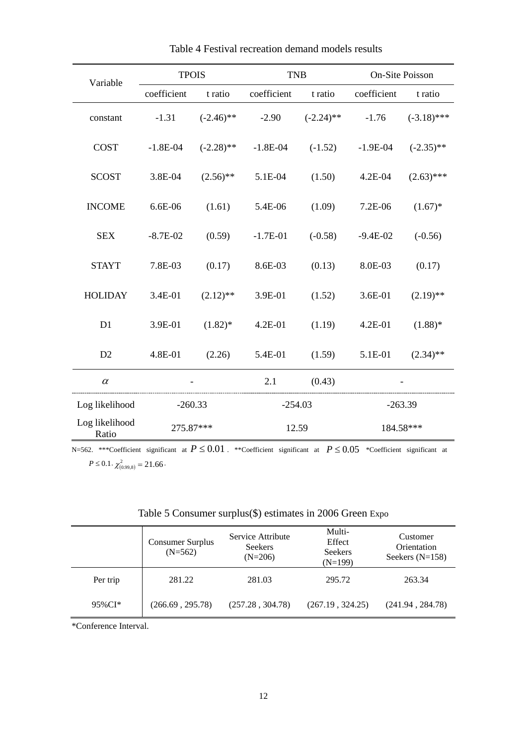Table 4 Festival recreation demand models results

| Variable | TPOIS | | TNB | | On-Site Poisson | |
|---|---|---|---|---|---|---|
| | coefficient | t ratio | coefficient | t ratio | coefficient | t ratio |
| constant | -1.31 | (-2.46)** | -2.90 | (-2.24)** | -1.76 | (-3.18)*** |
| COST | -1.8E-04 | (-2.28)** | -1.8E-04 | (-1.52) | -1.9E-04 | (-2.35)** |
| SCOST | 3.8E-04 | (2.56)** | 5.1E-04 | (1.50) | 4.2E-04 | (2.63)*** |
| INCOME | 6.6E-06 | (1.61) | 5.4E-06 | (1.09) | 7.2E-06 | (1.67)* |
| SEX | -8.7E-02 | (0.59) | -1.7E-01 | (-0.58) | -9.4E-02 | (-0.56) |
| STAYT | 7.8E-03 | (0.17) | 8.6E-03 | (0.13) | 8.0E-03 | (0.17) |
| HOLIDAY | 3.4E-01 | (2.12)** | 3.9E-01 | (1.52) | 3.6E-01 | (2.19)** |
| D1 | 3.9E-01 | (1.82)* | 4.2E-01 | (1.19) | 4.2E-01 | (1.88)* |
| D2 | 4.8E-01 | (2.26) | 5.4E-01 | (1.59) | 5.1E-01 | (2.34)** |
| $\alpha$ | - | | 2.1 | (0.43) | - | |
| Log likelihood | -260.33 | | -254.03 | | -263.39 | |
| Log likelihood Ratio | 275.87*** | | 12.59 | | 184.58*** | |

N=562. ***Coefficient significant at $P \leq 0.01$. **Coefficient significant at $P \leq 0.05$ *Coefficient significant at $P \leq 0.1$. $\chi^2_{(0.99,8)} = 21.66$.

Table 5 Consumer surplus($) estimates in 2006 Green Expo

| | Consumer Surplus (N=562) | Service Attribute Seekers (N=206) | Multi-Effect Seekers (N=199) | Customer Orientation Seekers (N=158) |
|---|---|---|---|---|
| Per trip | 281.22 | 281.03 | 295.72 | 263.34 |
| 95%CI* | (266.69 , 295.78) | (257.28 , 304.78) | (267.19 , 324.25) | (241.94 , 284.78) |

*Conference Interval.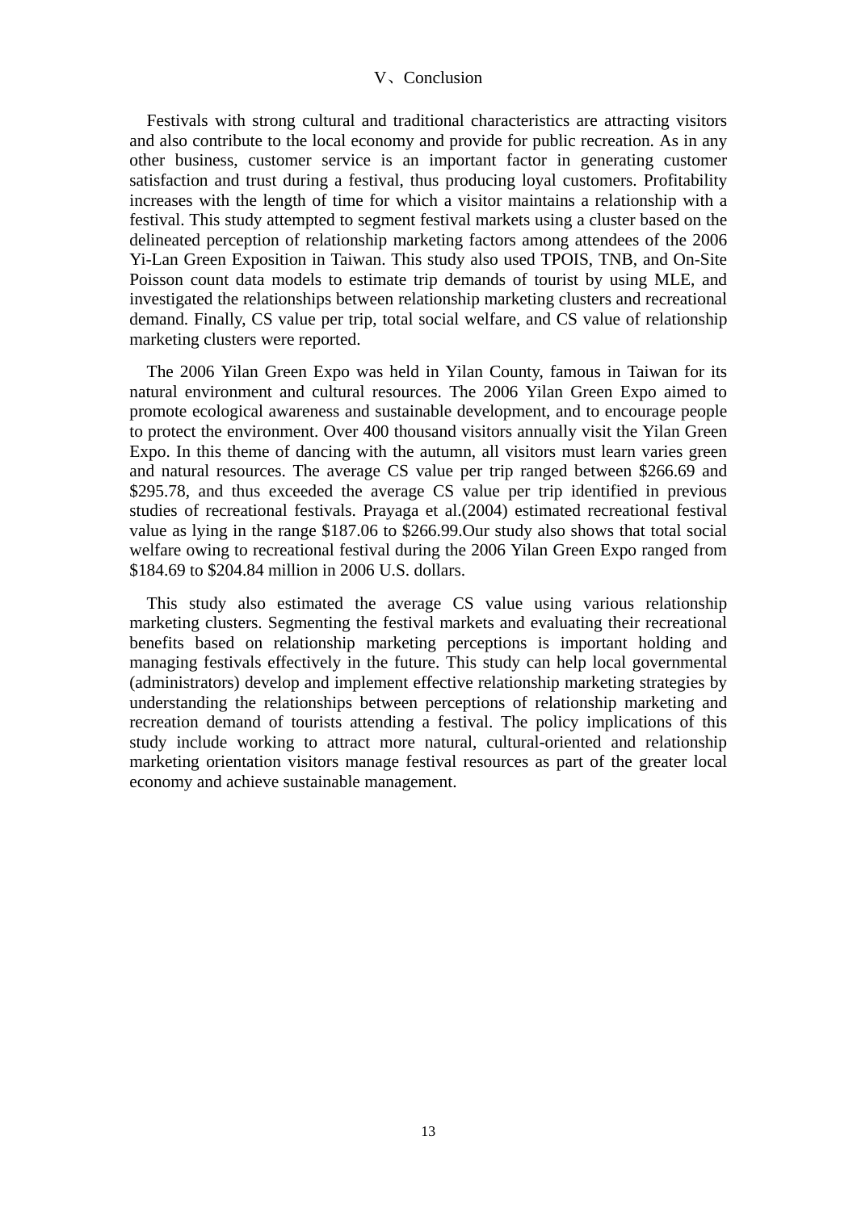## V、Conclusion

Festivals with strong cultural and traditional characteristics are attracting visitors and also contribute to the local economy and provide for public recreation. As in any other business, customer service is an important factor in generating customer satisfaction and trust during a festival, thus producing loyal customers. Profitability increases with the length of time for which a visitor maintains a relationship with a festival. This study attempted to segment festival markets using a cluster based on the delineated perception of relationship marketing factors among attendees of the 2006 Yi-Lan Green Exposition in Taiwan. This study also used TPOIS, TNB, and On-Site Poisson count data models to estimate trip demands of tourist by using MLE, and investigated the relationships between relationship marketing clusters and recreational demand. Finally, CS value per trip, total social welfare, and CS value of relationship marketing clusters were reported.

The 2006 Yilan Green Expo was held in Yilan County, famous in Taiwan for its natural environment and cultural resources. The 2006 Yilan Green Expo aimed to promote ecological awareness and sustainable development, and to encourage people to protect the environment. Over 400 thousand visitors annually visit the Yilan Green Expo. In this theme of dancing with the autumn, all visitors must learn varies green and natural resources. The average CS value per trip ranged between $266.69 and $295.78, and thus exceeded the average CS value per trip identified in previous studies of recreational festivals. Prayaga et al.(2004) estimated recreational festival value as lying in the range $187.06 to $266.99.Our study also shows that total social welfare owing to recreational festival during the 2006 Yilan Green Expo ranged from $184.69 to $204.84 million in 2006 U.S. dollars.

This study also estimated the average CS value using various relationship marketing clusters. Segmenting the festival markets and evaluating their recreational benefits based on relationship marketing perceptions is important holding and managing festivals effectively in the future. This study can help local governmental (administrators) develop and implement effective relationship marketing strategies by understanding the relationships between perceptions of relationship marketing and recreation demand of tourists attending a festival. The policy implications of this study include working to attract more natural, cultural-oriented and relationship marketing orientation visitors manage festival resources as part of the greater local economy and achieve sustainable management.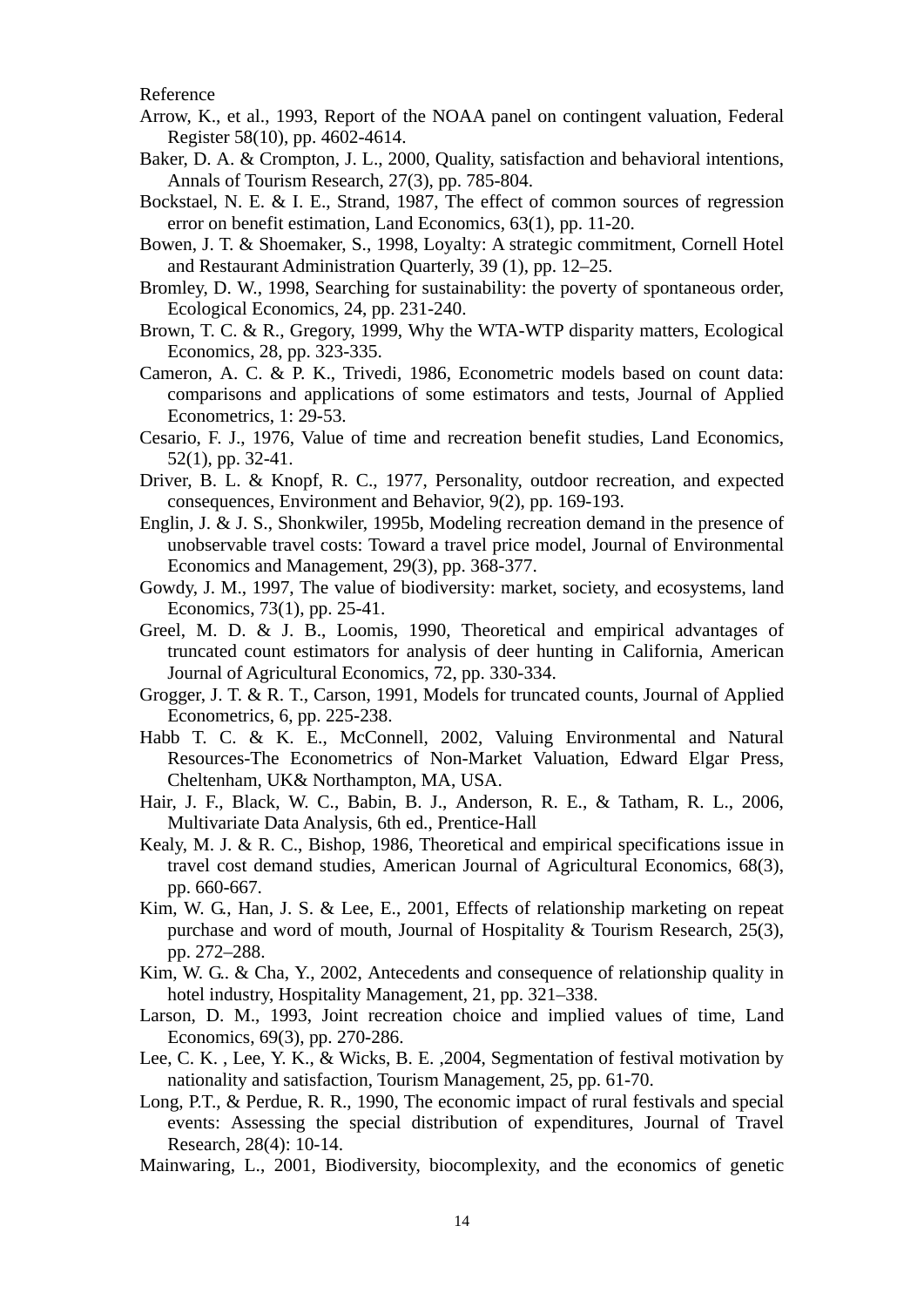Reference

Arrow, K., et al., 1993, Report of the NOAA panel on contingent valuation, Federal Register 58(10), pp. 4602-4614.

Baker, D. A. & Crompton, J. L., 2000, Quality, satisfaction and behavioral intentions, Annals of Tourism Research, 27(3), pp. 785-804.

Bockstael, N. E. & I. E., Strand, 1987, The effect of common sources of regression error on benefit estimation, Land Economics, 63(1), pp. 11-20.

Bowen, J. T. & Shoemaker, S., 1998, Loyalty: A strategic commitment, Cornell Hotel and Restaurant Administration Quarterly, 39 (1), pp. 12–25.

Bromley, D. W., 1998, Searching for sustainability: the poverty of spontaneous order, Ecological Economics, 24, pp. 231-240.

Brown, T. C. & R., Gregory, 1999, Why the WTA-WTP disparity matters, Ecological Economics, 28, pp. 323-335.

Cameron, A. C. & P. K., Trivedi, 1986, Econometric models based on count data: comparisons and applications of some estimators and tests, Journal of Applied Econometrics, 1: 29-53.

Cesario, F. J., 1976, Value of time and recreation benefit studies, Land Economics, 52(1), pp. 32-41.

Driver, B. L. & Knopf, R. C., 1977, Personality, outdoor recreation, and expected consequences, Environment and Behavior, 9(2), pp. 169-193.

Englin, J. & J. S., Shonkwiler, 1995b, Modeling recreation demand in the presence of unobservable travel costs: Toward a travel price model, Journal of Environmental Economics and Management, 29(3), pp. 368-377.

Gowdy, J. M., 1997, The value of biodiversity: market, society, and ecosystems, land Economics, 73(1), pp. 25-41.

Greel, M. D. & J. B., Loomis, 1990, Theoretical and empirical advantages of truncated count estimators for analysis of deer hunting in California, American Journal of Agricultural Economics, 72, pp. 330-334.

Grogger, J. T. & R. T., Carson, 1991, Models for truncated counts, Journal of Applied Econometrics, 6, pp. 225-238.

Habb T. C. & K. E., McConnell, 2002, Valuing Environmental and Natural Resources-The Econometrics of Non-Market Valuation, Edward Elgar Press, Cheltenham, UK& Northampton, MA, USA.

Hair, J. F., Black, W. C., Babin, B. J., Anderson, R. E., & Tatham, R. L., 2006, Multivariate Data Analysis, 6th ed., Prentice-Hall

Kealy, M. J. & R. C., Bishop, 1986, Theoretical and empirical specifications issue in travel cost demand studies, American Journal of Agricultural Economics, 68(3), pp. 660-667.

Kim, W. G., Han, J. S. & Lee, E., 2001, Effects of relationship marketing on repeat purchase and word of mouth, Journal of Hospitality & Tourism Research, 25(3), pp. 272–288.

Kim, W. G.. & Cha, Y., 2002, Antecedents and consequence of relationship quality in hotel industry, Hospitality Management, 21, pp. 321–338.

Larson, D. M., 1993, Joint recreation choice and implied values of time, Land Economics, 69(3), pp. 270-286.

Lee, C. K. , Lee, Y. K., & Wicks, B. E. ,2004, Segmentation of festival motivation by nationality and satisfaction, Tourism Management, 25, pp. 61-70.

Long, P.T., & Perdue, R. R., 1990, The economic impact of rural festivals and special events: Assessing the special distribution of expenditures, Journal of Travel Research, 28(4): 10-14.

Mainwaring, L., 2001, Biodiversity, biocomplexity, and the economics of genetic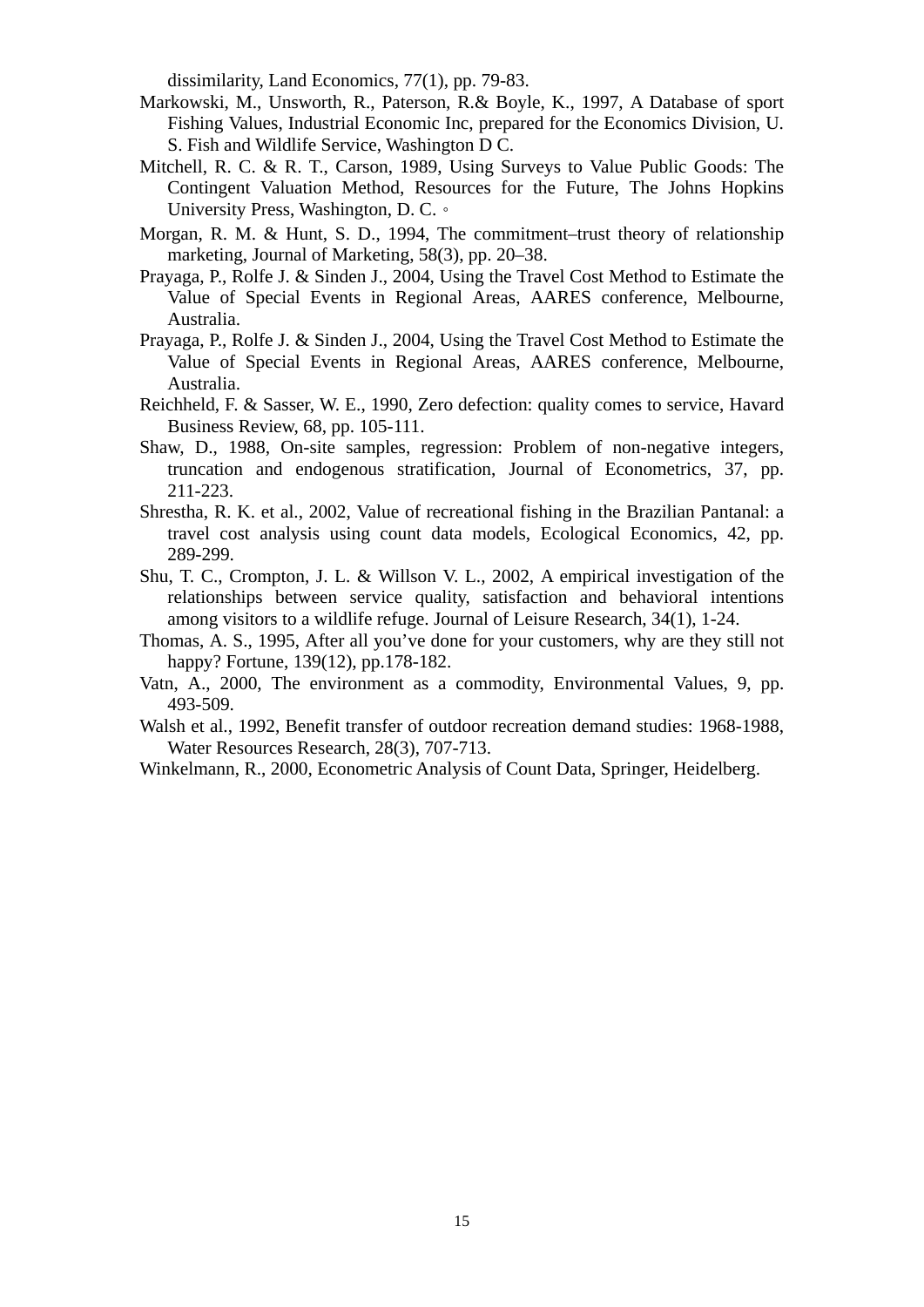dissimilarity, Land Economics, 77(1), pp. 79-83.

Markowski, M., Unsworth, R., Paterson, R.& Boyle, K., 1997, A Database of sport Fishing Values, Industrial Economic Inc, prepared for the Economics Division, U. S. Fish and Wildlife Service, Washington D C.

Mitchell, R. C. & R. T., Carson, 1989, Using Surveys to Value Public Goods: The Contingent Valuation Method, Resources for the Future, The Johns Hopkins University Press, Washington, D. C.。

Morgan, R. M. & Hunt, S. D., 1994, The commitment–trust theory of relationship marketing, Journal of Marketing, 58(3), pp. 20–38.

Prayaga, P., Rolfe J. & Sinden J., 2004, Using the Travel Cost Method to Estimate the Value of Special Events in Regional Areas, AARES conference, Melbourne, Australia.

Prayaga, P., Rolfe J. & Sinden J., 2004, Using the Travel Cost Method to Estimate the Value of Special Events in Regional Areas, AARES conference, Melbourne, Australia.

Reichheld, F. & Sasser, W. E., 1990, Zero defection: quality comes to service, Havard Business Review, 68, pp. 105-111.

Shaw, D., 1988, On-site samples, regression: Problem of non-negative integers, truncation and endogenous stratification, Journal of Econometrics, 37, pp. 211-223.

Shrestha, R. K. et al., 2002, Value of recreational fishing in the Brazilian Pantanal: a travel cost analysis using count data models, Ecological Economics, 42, pp. 289-299.

Shu, T. C., Crompton, J. L. & Willson V. L., 2002, A empirical investigation of the relationships between service quality, satisfaction and behavioral intentions among visitors to a wildlife refuge. Journal of Leisure Research, 34(1), 1-24.

Thomas, A. S., 1995, After all you've done for your customers, why are they still not happy? Fortune, 139(12), pp.178-182.

Vatn, A., 2000, The environment as a commodity, Environmental Values, 9, pp. 493-509.

Walsh et al., 1992, Benefit transfer of outdoor recreation demand studies: 1968-1988, Water Resources Research, 28(3), 707-713.

Winkelmann, R., 2000, Econometric Analysis of Count Data, Springer, Heidelberg.